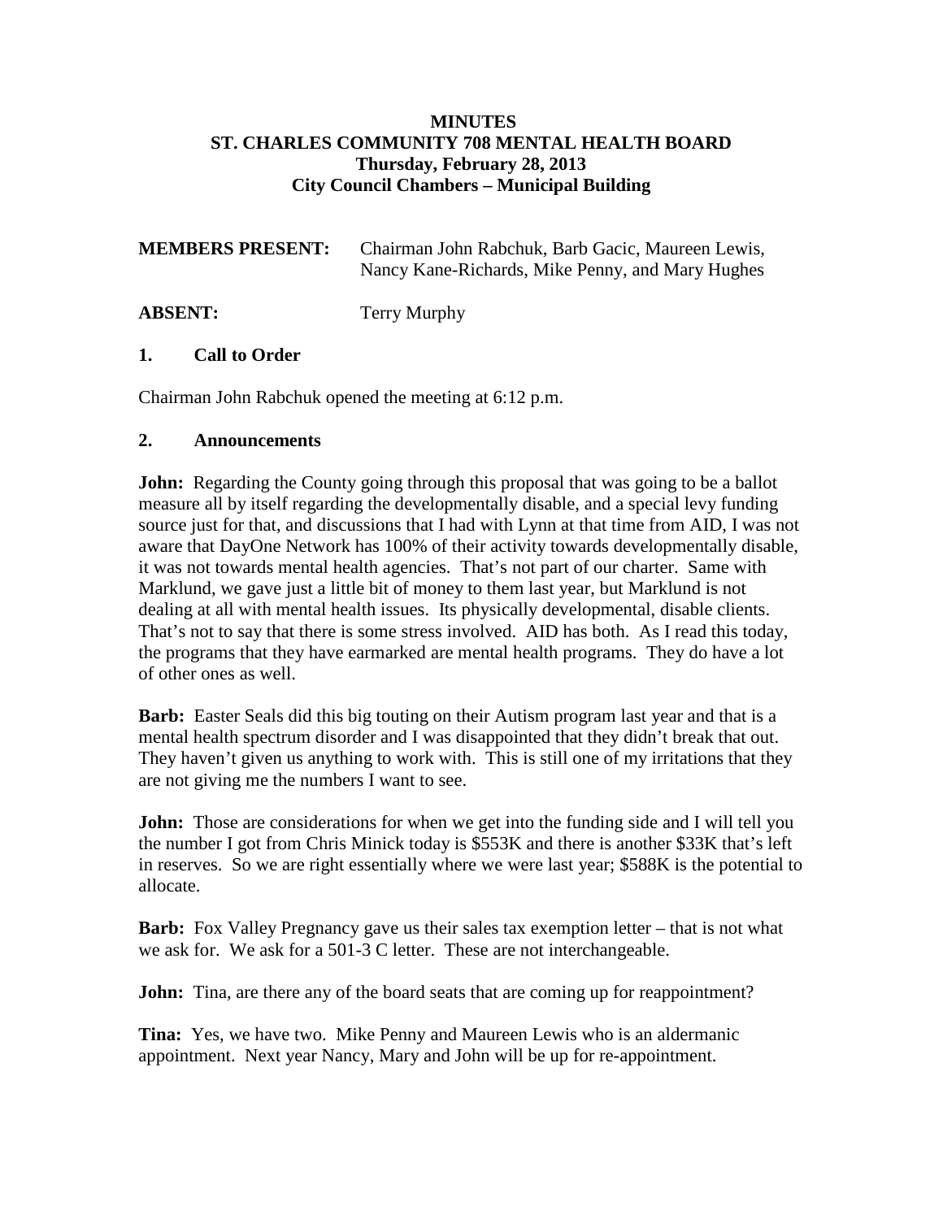**MINUTES**
**ST. CHARLES COMMUNITY 708 MENTAL HEALTH BOARD**
**Thursday, February 28, 2013**
**City Council Chambers – Municipal Building**

**MEMBERS PRESENT:** Chairman John Rabchuk, Barb Gacic, Maureen Lewis, Nancy Kane-Richards, Mike Penny, and Mary Hughes

**ABSENT:** Terry Murphy

## 1. Call to Order

Chairman John Rabchuk opened the meeting at 6:12 p.m.

## 2. Announcements

**John:** Regarding the County going through this proposal that was going to be a ballot measure all by itself regarding the developmentally disable, and a special levy funding source just for that, and discussions that I had with Lynn at that time from AID, I was not aware that DayOne Network has 100% of their activity towards developmentally disable, it was not towards mental health agencies. That's not part of our charter. Same with Marklund, we gave just a little bit of money to them last year, but Marklund is not dealing at all with mental health issues. Its physically developmental, disable clients. That's not to say that there is some stress involved. AID has both. As I read this today, the programs that they have earmarked are mental health programs. They do have a lot of other ones as well.

**Barb:** Easter Seals did this big touting on their Autism program last year and that is a mental health spectrum disorder and I was disappointed that they didn't break that out. They haven't given us anything to work with. This is still one of my irritations that they are not giving me the numbers I want to see.

**John:** Those are considerations for when we get into the funding side and I will tell you the number I got from Chris Minick today is $553K and there is another $33K that's left in reserves. So we are right essentially where we were last year; $588K is the potential to allocate.

**Barb:** Fox Valley Pregnancy gave us their sales tax exemption letter – that is not what we ask for. We ask for a 501-3 C letter. These are not interchangeable.

**John:** Tina, are there any of the board seats that are coming up for reappointment?

**Tina:** Yes, we have two. Mike Penny and Maureen Lewis who is an aldermanic appointment. Next year Nancy, Mary and John will be up for re-appointment.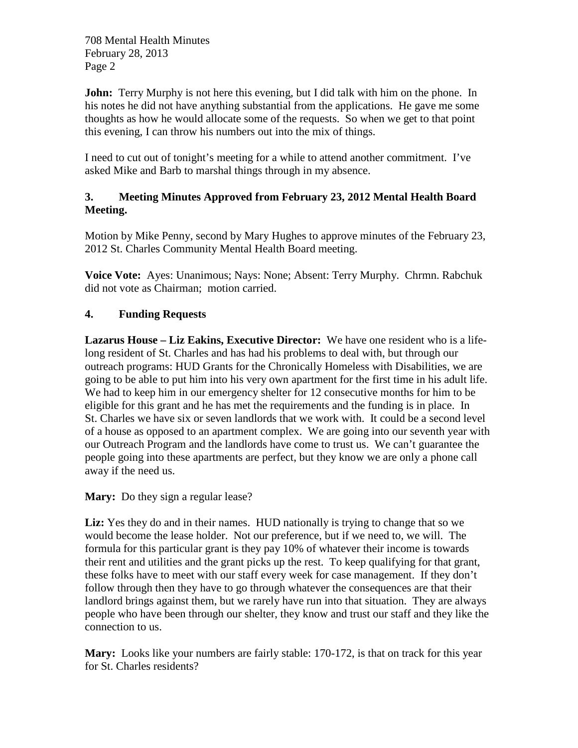**John:** Terry Murphy is not here this evening, but I did talk with him on the phone. In his notes he did not have anything substantial from the applications. He gave me some thoughts as how he would allocate some of the requests. So when we get to that point this evening, I can throw his numbers out into the mix of things.

I need to cut out of tonight's meeting for a while to attend another commitment. I've asked Mike and Barb to marshal things through in my absence.

### 3. Meeting Minutes Approved from February 23, 2012 Mental Health Board Meeting.

Motion by Mike Penny, second by Mary Hughes to approve minutes of the February 23, 2012 St. Charles Community Mental Health Board meeting.

**Voice Vote:** Ayes: Unanimous; Nays: None; Absent: Terry Murphy. Chrmn. Rabchuk did not vote as Chairman; motion carried.

### 4. Funding Requests

**Lazarus House – Liz Eakins, Executive Director:** We have one resident who is a life-long resident of St. Charles and has had his problems to deal with, but through our outreach programs: HUD Grants for the Chronically Homeless with Disabilities, we are going to be able to put him into his very own apartment for the first time in his adult life. We had to keep him in our emergency shelter for 12 consecutive months for him to be eligible for this grant and he has met the requirements and the funding is in place. In St. Charles we have six or seven landlords that we work with. It could be a second level of a house as opposed to an apartment complex. We are going into our seventh year with our Outreach Program and the landlords have come to trust us. We can't guarantee the people going into these apartments are perfect, but they know we are only a phone call away if the need us.

**Mary:** Do they sign a regular lease?

**Liz:** Yes they do and in their names. HUD nationally is trying to change that so we would become the lease holder. Not our preference, but if we need to, we will. The formula for this particular grant is they pay 10% of whatever their income is towards their rent and utilities and the grant picks up the rest. To keep qualifying for that grant, these folks have to meet with our staff every week for case management. If they don't follow through then they have to go through whatever the consequences are that their landlord brings against them, but we rarely have run into that situation. They are always people who have been through our shelter, they know and trust our staff and they like the connection to us.

**Mary:** Looks like your numbers are fairly stable: 170-172, is that on track for this year for St. Charles residents?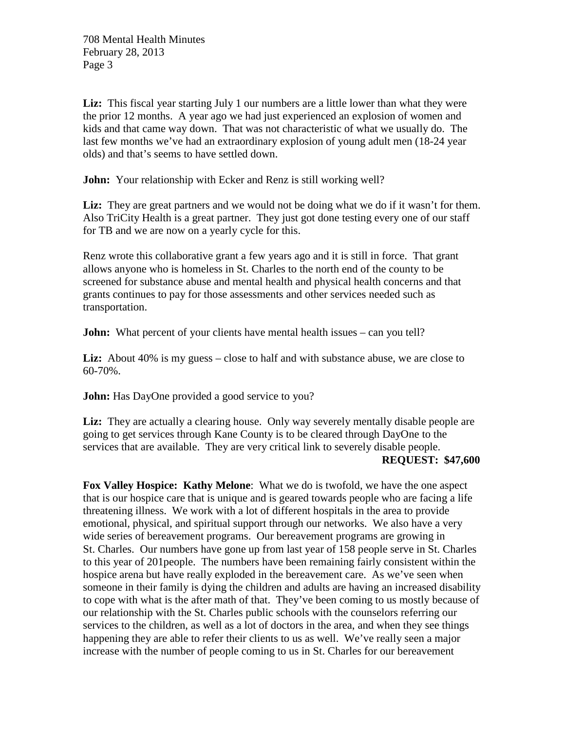**Liz:** This fiscal year starting July 1 our numbers are a little lower than what they were the prior 12 months. A year ago we had just experienced an explosion of women and kids and that came way down. That was not characteristic of what we usually do. The last few months we've had an extraordinary explosion of young adult men (18-24 year olds) and that's seems to have settled down.

**John:** Your relationship with Ecker and Renz is still working well?

**Liz:** They are great partners and we would not be doing what we do if it wasn't for them. Also TriCity Health is a great partner. They just got done testing every one of our staff for TB and we are now on a yearly cycle for this.

Renz wrote this collaborative grant a few years ago and it is still in force. That grant allows anyone who is homeless in St. Charles to the north end of the county to be screened for substance abuse and mental health and physical health concerns and that grants continues to pay for those assessments and other services needed such as transportation.

**John:** What percent of your clients have mental health issues – can you tell?

**Liz:** About 40% is my guess – close to half and with substance abuse, we are close to 60-70%.

**John:** Has DayOne provided a good service to you?

**Liz:** They are actually a clearing house. Only way severely mentally disable people are going to get services through Kane County is to be cleared through DayOne to the services that are available. They are very critical link to severely disable people.

**REQUEST: $47,600**

**Fox Valley Hospice: Kathy Melone**: What we do is twofold, we have the one aspect that is our hospice care that is unique and is geared towards people who are facing a life threatening illness. We work with a lot of different hospitals in the area to provide emotional, physical, and spiritual support through our networks. We also have a very wide series of bereavement programs. Our bereavement programs are growing in St. Charles. Our numbers have gone up from last year of 158 people serve in St. Charles to this year of 201people. The numbers have been remaining fairly consistent within the hospice arena but have really exploded in the bereavement care. As we've seen when someone in their family is dying the children and adults are having an increased disability to cope with what is the after math of that. They've been coming to us mostly because of our relationship with the St. Charles public schools with the counselors referring our services to the children, as well as a lot of doctors in the area, and when they see things happening they are able to refer their clients to us as well. We've really seen a major increase with the number of people coming to us in St. Charles for our bereavement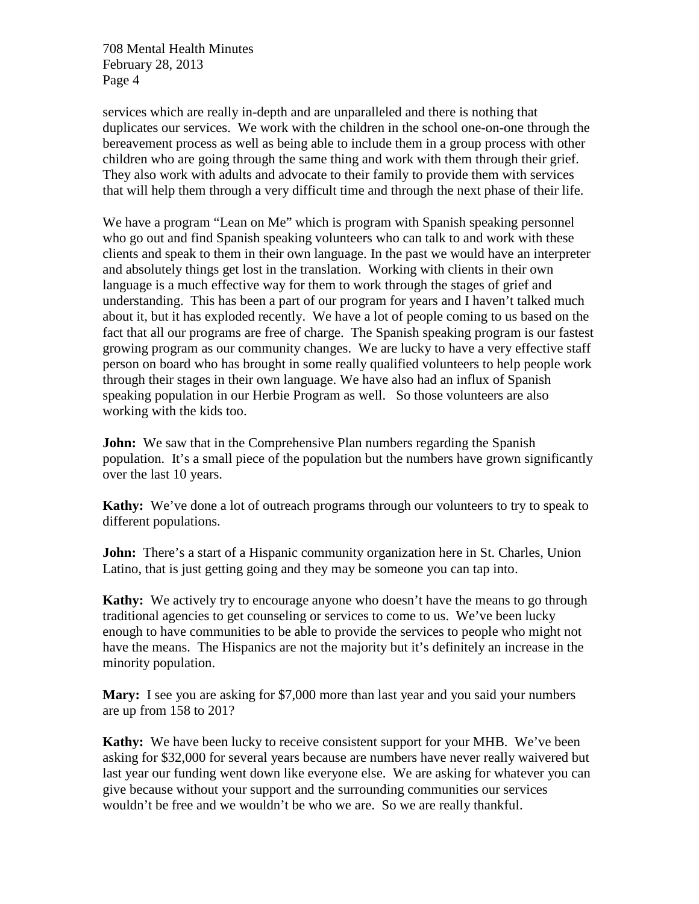services which are really in-depth and are unparalleled and there is nothing that duplicates our services. We work with the children in the school one-on-one through the bereavement process as well as being able to include them in a group process with other children who are going through the same thing and work with them through their grief. They also work with adults and advocate to their family to provide them with services that will help them through a very difficult time and through the next phase of their life.

We have a program "Lean on Me" which is program with Spanish speaking personnel who go out and find Spanish speaking volunteers who can talk to and work with these clients and speak to them in their own language. In the past we would have an interpreter and absolutely things get lost in the translation. Working with clients in their own language is a much effective way for them to work through the stages of grief and understanding. This has been a part of our program for years and I haven't talked much about it, but it has exploded recently. We have a lot of people coming to us based on the fact that all our programs are free of charge. The Spanish speaking program is our fastest growing program as our community changes. We are lucky to have a very effective staff person on board who has brought in some really qualified volunteers to help people work through their stages in their own language. We have also had an influx of Spanish speaking population in our Herbie Program as well. So those volunteers are also working with the kids too.

**John:** We saw that in the Comprehensive Plan numbers regarding the Spanish population. It's a small piece of the population but the numbers have grown significantly over the last 10 years.

**Kathy:** We've done a lot of outreach programs through our volunteers to try to speak to different populations.

**John:** There's a start of a Hispanic community organization here in St. Charles, Union Latino, that is just getting going and they may be someone you can tap into.

**Kathy:** We actively try to encourage anyone who doesn't have the means to go through traditional agencies to get counseling or services to come to us. We've been lucky enough to have communities to be able to provide the services to people who might not have the means. The Hispanics are not the majority but it's definitely an increase in the minority population.

**Mary:** I see you are asking for $7,000 more than last year and you said your numbers are up from 158 to 201?

**Kathy:** We have been lucky to receive consistent support for your MHB. We've been asking for $32,000 for several years because are numbers have never really waivered but last year our funding went down like everyone else. We are asking for whatever you can give because without your support and the surrounding communities our services wouldn't be free and we wouldn't be who we are. So we are really thankful.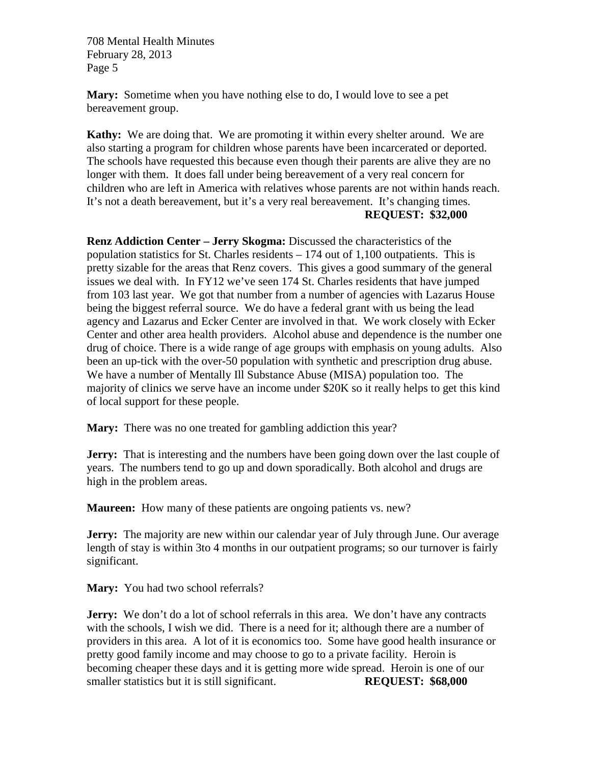**Mary:** Sometime when you have nothing else to do, I would love to see a pet bereavement group.

**Kathy:** We are doing that. We are promoting it within every shelter around. We are also starting a program for children whose parents have been incarcerated or deported. The schools have requested this because even though their parents are alive they are no longer with them. It does fall under being bereavement of a very real concern for children who are left in America with relatives whose parents are not within hands reach. It's not a death bereavement, but it's a very real bereavement. It's changing times.

**REQUEST: $32,000**

**Renz Addiction Center – Jerry Skogma:** Discussed the characteristics of the population statistics for St. Charles residents – 174 out of 1,100 outpatients. This is pretty sizable for the areas that Renz covers. This gives a good summary of the general issues we deal with. In FY12 we've seen 174 St. Charles residents that have jumped from 103 last year. We got that number from a number of agencies with Lazarus House being the biggest referral source. We do have a federal grant with us being the lead agency and Lazarus and Ecker Center are involved in that. We work closely with Ecker Center and other area health providers. Alcohol abuse and dependence is the number one drug of choice. There is a wide range of age groups with emphasis on young adults. Also been an up-tick with the over-50 population with synthetic and prescription drug abuse. We have a number of Mentally Ill Substance Abuse (MISA) population too. The majority of clinics we serve have an income under $20K so it really helps to get this kind of local support for these people.

**Mary:** There was no one treated for gambling addiction this year?

**Jerry:** That is interesting and the numbers have been going down over the last couple of years. The numbers tend to go up and down sporadically. Both alcohol and drugs are high in the problem areas.

**Maureen:** How many of these patients are ongoing patients vs. new?

**Jerry:** The majority are new within our calendar year of July through June. Our average length of stay is within 3to 4 months in our outpatient programs; so our turnover is fairly significant.

**Mary:** You had two school referrals?

**Jerry:** We don't do a lot of school referrals in this area. We don't have any contracts with the schools, I wish we did. There is a need for it; although there are a number of providers in this area. A lot of it is economics too. Some have good health insurance or pretty good family income and may choose to go to a private facility. Heroin is becoming cheaper these days and it is getting more wide spread. Heroin is one of our smaller statistics but it is still significant.

**REQUEST: $68,000**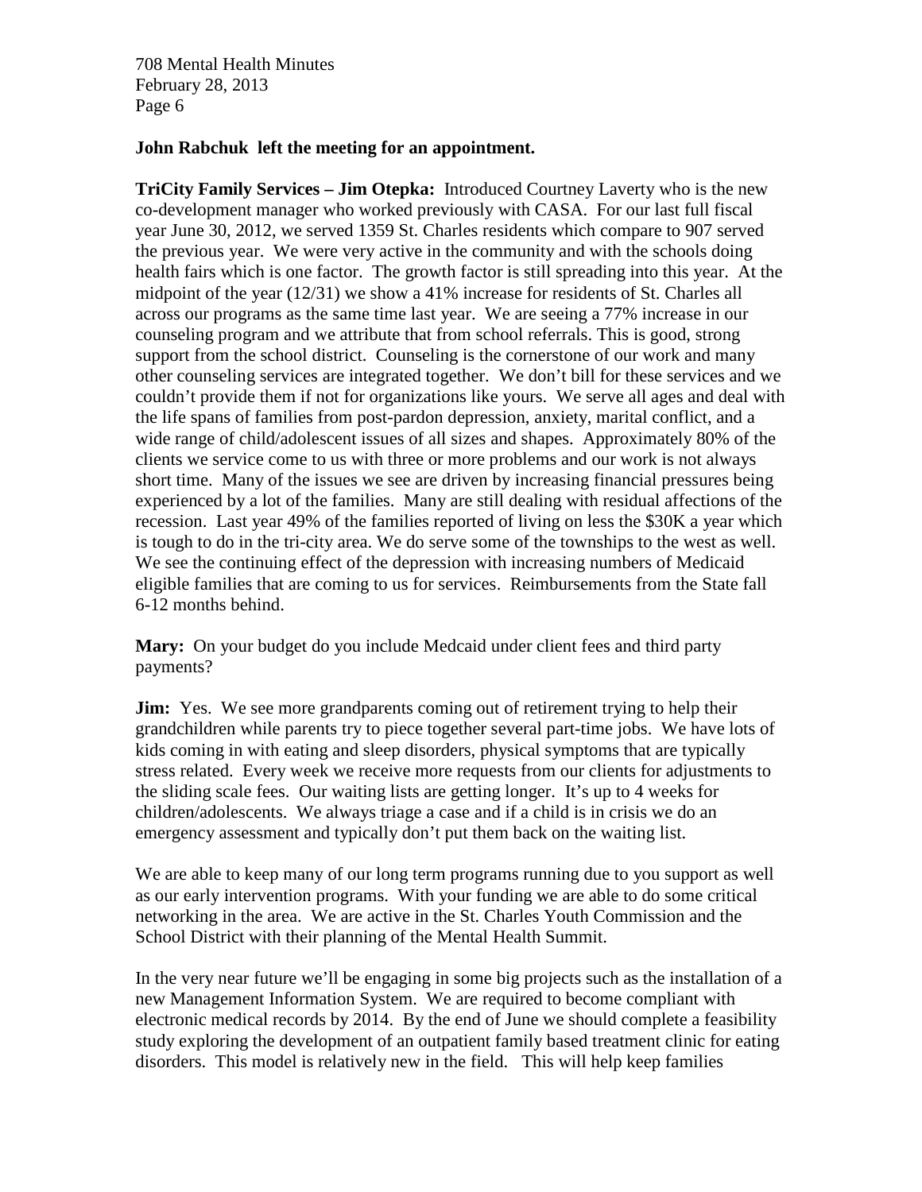**John Rabchuk left the meeting for an appointment.**

**TriCity Family Services – Jim Otepka:** Introduced Courtney Laverty who is the new co-development manager who worked previously with CASA. For our last full fiscal year June 30, 2012, we served 1359 St. Charles residents which compare to 907 served the previous year. We were very active in the community and with the schools doing health fairs which is one factor. The growth factor is still spreading into this year. At the midpoint of the year (12/31) we show a 41% increase for residents of St. Charles all across our programs as the same time last year. We are seeing a 77% increase in our counseling program and we attribute that from school referrals. This is good, strong support from the school district. Counseling is the cornerstone of our work and many other counseling services are integrated together. We don't bill for these services and we couldn't provide them if not for organizations like yours. We serve all ages and deal with the life spans of families from post-pardon depression, anxiety, marital conflict, and a wide range of child/adolescent issues of all sizes and shapes. Approximately 80% of the clients we service come to us with three or more problems and our work is not always short time. Many of the issues we see are driven by increasing financial pressures being experienced by a lot of the families. Many are still dealing with residual affections of the recession. Last year 49% of the families reported of living on less the $30K a year which is tough to do in the tri-city area. We do serve some of the townships to the west as well. We see the continuing effect of the depression with increasing numbers of Medicaid eligible families that are coming to us for services. Reimbursements from the State fall 6-12 months behind.

**Mary:** On your budget do you include Medcaid under client fees and third party payments?

**Jim:** Yes. We see more grandparents coming out of retirement trying to help their grandchildren while parents try to piece together several part-time jobs. We have lots of kids coming in with eating and sleep disorders, physical symptoms that are typically stress related. Every week we receive more requests from our clients for adjustments to the sliding scale fees. Our waiting lists are getting longer. It's up to 4 weeks for children/adolescents. We always triage a case and if a child is in crisis we do an emergency assessment and typically don't put them back on the waiting list.

We are able to keep many of our long term programs running due to you support as well as our early intervention programs. With your funding we are able to do some critical networking in the area. We are active in the St. Charles Youth Commission and the School District with their planning of the Mental Health Summit.

In the very near future we'll be engaging in some big projects such as the installation of a new Management Information System. We are required to become compliant with electronic medical records by 2014. By the end of June we should complete a feasibility study exploring the development of an outpatient family based treatment clinic for eating disorders. This model is relatively new in the field. This will help keep families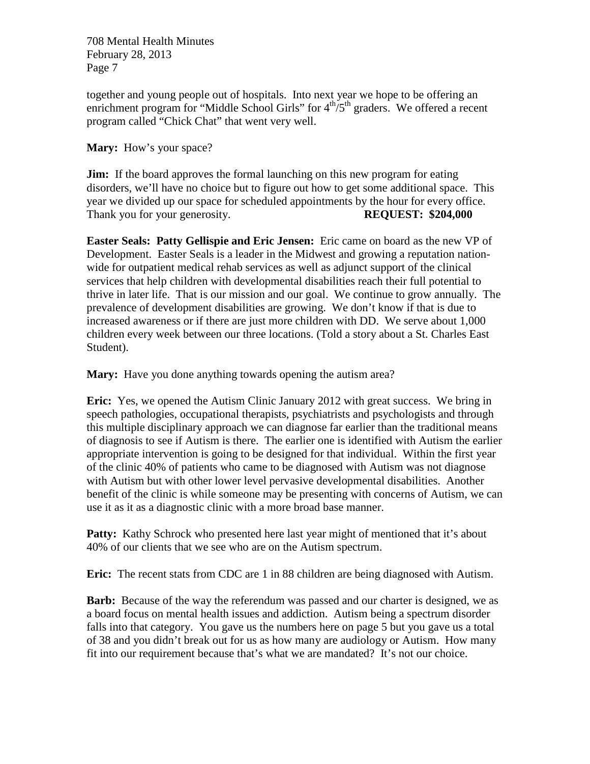together and young people out of hospitals. Into next year we hope to be offering an enrichment program for "Middle School Girls" for 4th/5th graders. We offered a recent program called "Chick Chat" that went very well.

**Mary:** How's your space?

**Jim:** If the board approves the formal launching on this new program for eating disorders, we'll have no choice but to figure out how to get some additional space. This year we divided up our space for scheduled appointments by the hour for every office. Thank you for your generosity. **REQUEST: $204,000**

**Easter Seals: Patty Gellispie and Eric Jensen:** Eric came on board as the new VP of Development. Easter Seals is a leader in the Midwest and growing a reputation nation-wide for outpatient medical rehab services as well as adjunct support of the clinical services that help children with developmental disabilities reach their full potential to thrive in later life. That is our mission and our goal. We continue to grow annually. The prevalence of development disabilities are growing. We don't know if that is due to increased awareness or if there are just more children with DD. We serve about 1,000 children every week between our three locations. (Told a story about a St. Charles East Student).

**Mary:** Have you done anything towards opening the autism area?

**Eric:** Yes, we opened the Autism Clinic January 2012 with great success. We bring in speech pathologies, occupational therapists, psychiatrists and psychologists and through this multiple disciplinary approach we can diagnose far earlier than the traditional means of diagnosis to see if Autism is there. The earlier one is identified with Autism the earlier appropriate intervention is going to be designed for that individual. Within the first year of the clinic 40% of patients who came to be diagnosed with Autism was not diagnose with Autism but with other lower level pervasive developmental disabilities. Another benefit of the clinic is while someone may be presenting with concerns of Autism, we can use it as it as a diagnostic clinic with a more broad base manner.

**Patty:** Kathy Schrock who presented here last year might of mentioned that it's about 40% of our clients that we see who are on the Autism spectrum.

**Eric:** The recent stats from CDC are 1 in 88 children are being diagnosed with Autism.

**Barb:** Because of the way the referendum was passed and our charter is designed, we as a board focus on mental health issues and addiction. Autism being a spectrum disorder falls into that category. You gave us the numbers here on page 5 but you gave us a total of 38 and you didn't break out for us as how many are audiology or Autism. How many fit into our requirement because that's what we are mandated? It's not our choice.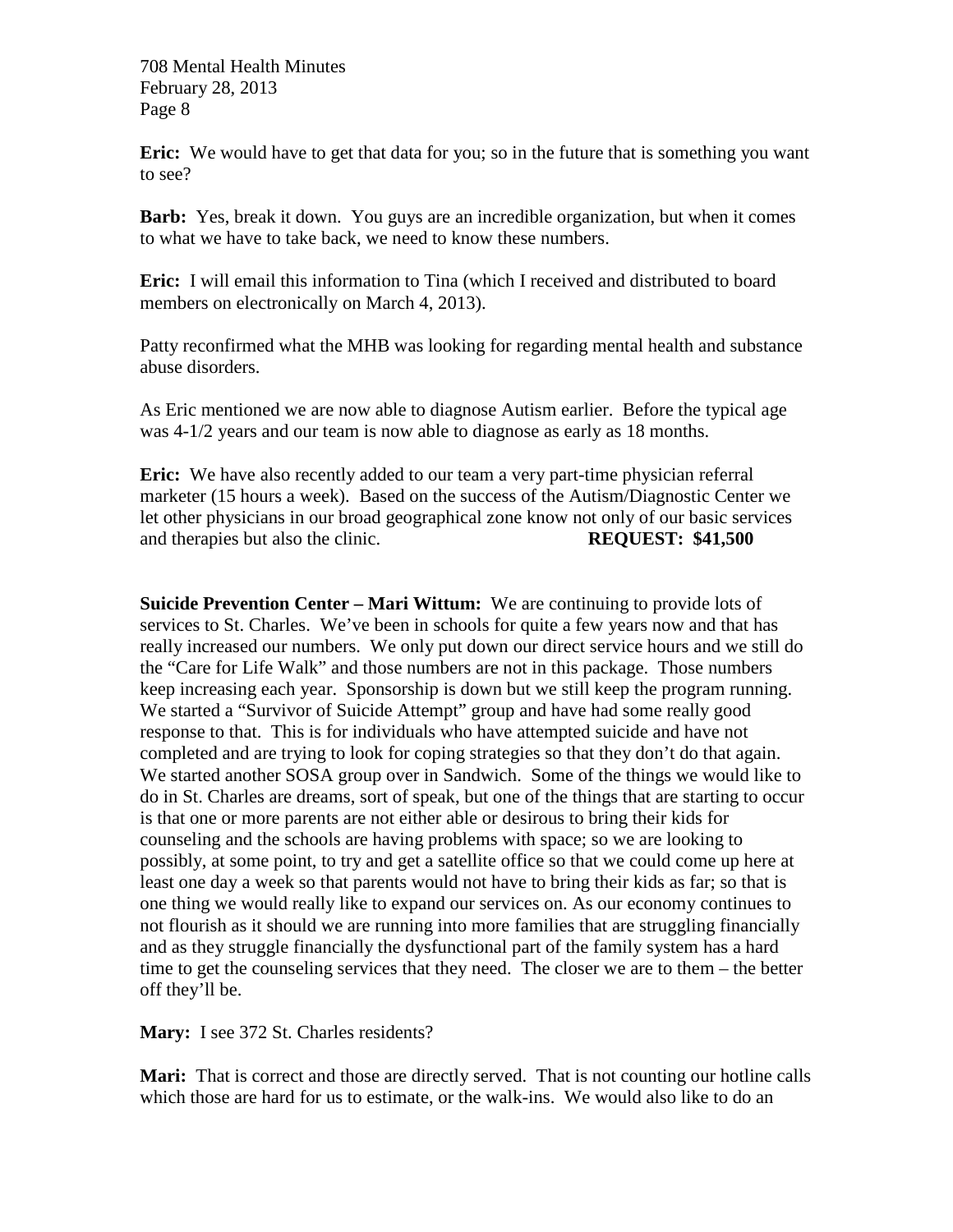**Eric:** We would have to get that data for you; so in the future that is something you want to see?

**Barb:** Yes, break it down. You guys are an incredible organization, but when it comes to what we have to take back, we need to know these numbers.

**Eric:** I will email this information to Tina (which I received and distributed to board members on electronically on March 4, 2013).

Patty reconfirmed what the MHB was looking for regarding mental health and substance abuse disorders.

As Eric mentioned we are now able to diagnose Autism earlier. Before the typical age was 4-1/2 years and our team is now able to diagnose as early as 18 months.

**Eric:** We have also recently added to our team a very part-time physician referral marketer (15 hours a week). Based on the success of the Autism/Diagnostic Center we let other physicians in our broad geographical zone know not only of our basic services and therapies but also the clinic. **REQUEST: $41,500**

**Suicide Prevention Center – Mari Wittum:** We are continuing to provide lots of services to St. Charles. We've been in schools for quite a few years now and that has really increased our numbers. We only put down our direct service hours and we still do the "Care for Life Walk" and those numbers are not in this package. Those numbers keep increasing each year. Sponsorship is down but we still keep the program running. We started a "Survivor of Suicide Attempt" group and have had some really good response to that. This is for individuals who have attempted suicide and have not completed and are trying to look for coping strategies so that they don't do that again. We started another SOSA group over in Sandwich. Some of the things we would like to do in St. Charles are dreams, sort of speak, but one of the things that are starting to occur is that one or more parents are not either able or desirous to bring their kids for counseling and the schools are having problems with space; so we are looking to possibly, at some point, to try and get a satellite office so that we could come up here at least one day a week so that parents would not have to bring their kids as far; so that is one thing we would really like to expand our services on. As our economy continues to not flourish as it should we are running into more families that are struggling financially and as they struggle financially the dysfunctional part of the family system has a hard time to get the counseling services that they need. The closer we are to them – the better off they'll be.

**Mary:** I see 372 St. Charles residents?

**Mari:** That is correct and those are directly served. That is not counting our hotline calls which those are hard for us to estimate, or the walk-ins. We would also like to do an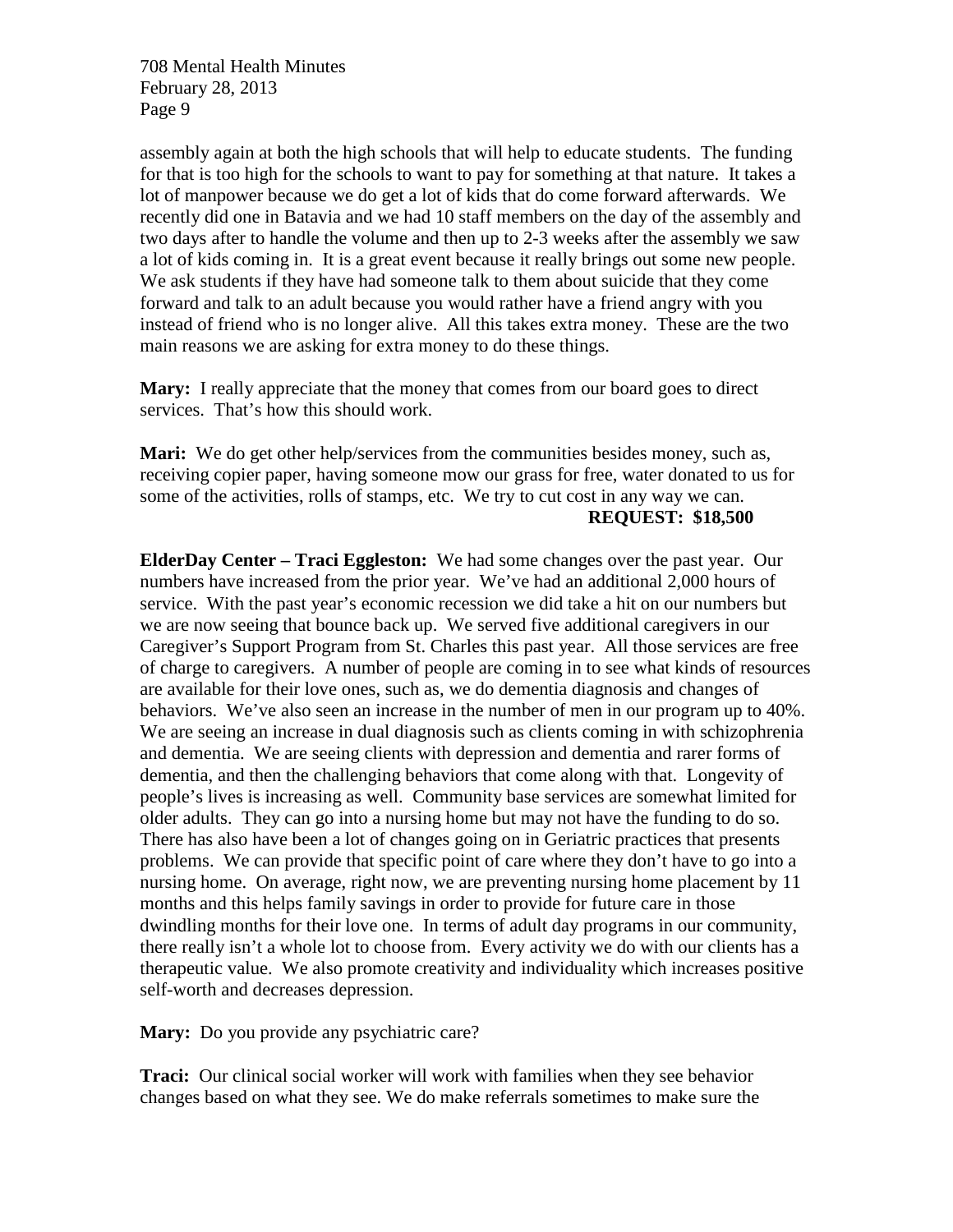assembly again at both the high schools that will help to educate students. The funding for that is too high for the schools to want to pay for something at that nature. It takes a lot of manpower because we do get a lot of kids that do come forward afterwards. We recently did one in Batavia and we had 10 staff members on the day of the assembly and two days after to handle the volume and then up to 2-3 weeks after the assembly we saw a lot of kids coming in. It is a great event because it really brings out some new people. We ask students if they have had someone talk to them about suicide that they come forward and talk to an adult because you would rather have a friend angry with you instead of friend who is no longer alive. All this takes extra money. These are the two main reasons we are asking for extra money to do these things.

**Mary:** I really appreciate that the money that comes from our board goes to direct services. That's how this should work.

**Mari:** We do get other help/services from the communities besides money, such as, receiving copier paper, having someone mow our grass for free, water donated to us for some of the activities, rolls of stamps, etc. We try to cut cost in any way we can.

**REQUEST: $18,500**

**ElderDay Center – Traci Eggleston:** We had some changes over the past year. Our numbers have increased from the prior year. We've had an additional 2,000 hours of service. With the past year's economic recession we did take a hit on our numbers but we are now seeing that bounce back up. We served five additional caregivers in our Caregiver's Support Program from St. Charles this past year. All those services are free of charge to caregivers. A number of people are coming in to see what kinds of resources are available for their love ones, such as, we do dementia diagnosis and changes of behaviors. We've also seen an increase in the number of men in our program up to 40%. We are seeing an increase in dual diagnosis such as clients coming in with schizophrenia and dementia. We are seeing clients with depression and dementia and rarer forms of dementia, and then the challenging behaviors that come along with that. Longevity of people's lives is increasing as well. Community base services are somewhat limited for older adults. They can go into a nursing home but may not have the funding to do so. There has also have been a lot of changes going on in Geriatric practices that presents problems. We can provide that specific point of care where they don't have to go into a nursing home. On average, right now, we are preventing nursing home placement by 11 months and this helps family savings in order to provide for future care in those dwindling months for their love one. In terms of adult day programs in our community, there really isn't a whole lot to choose from. Every activity we do with our clients has a therapeutic value. We also promote creativity and individuality which increases positive self-worth and decreases depression.

**Mary:** Do you provide any psychiatric care?

**Traci:** Our clinical social worker will work with families when they see behavior changes based on what they see. We do make referrals sometimes to make sure the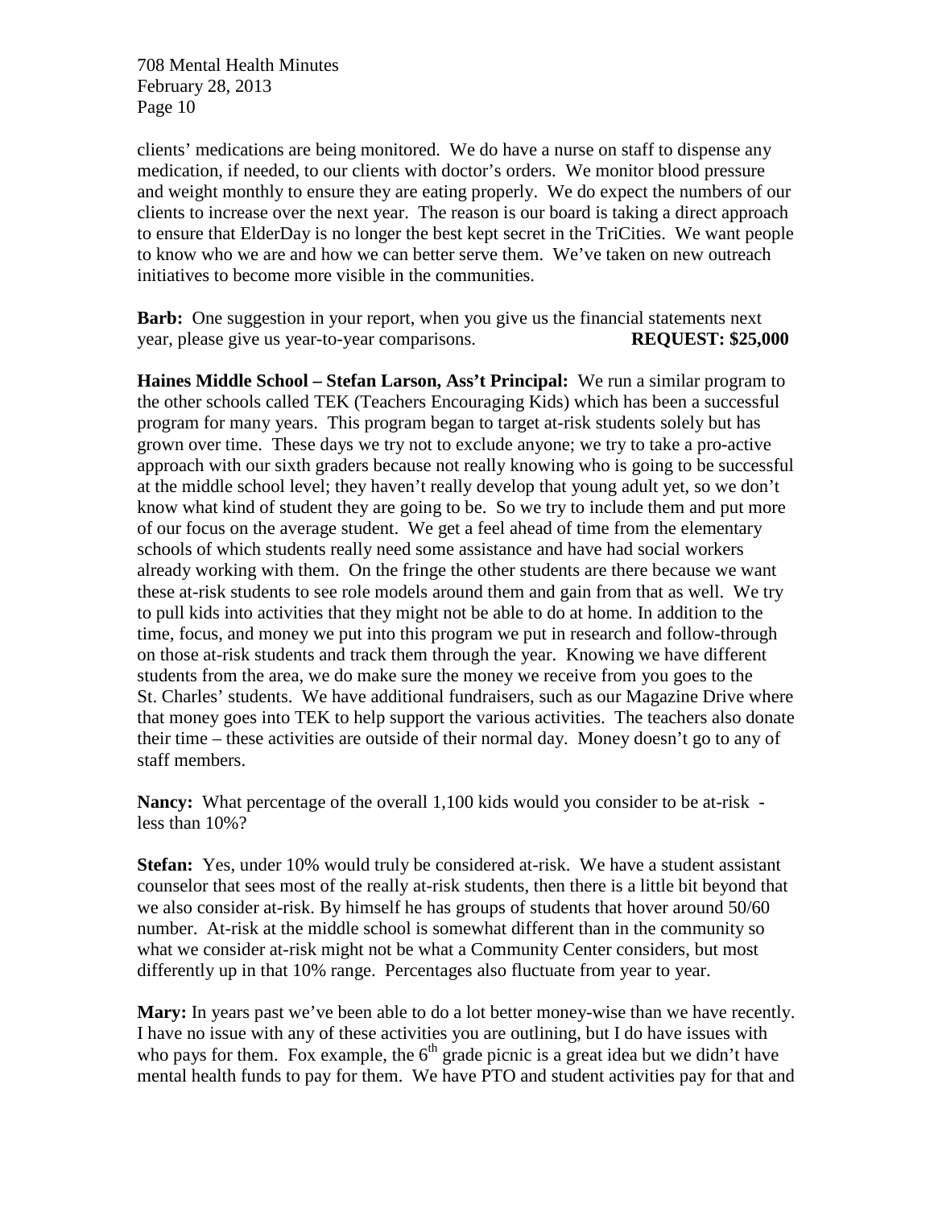clients' medications are being monitored. We do have a nurse on staff to dispense any medication, if needed, to our clients with doctor's orders. We monitor blood pressure and weight monthly to ensure they are eating properly. We do expect the numbers of our clients to increase over the next year. The reason is our board is taking a direct approach to ensure that ElderDay is no longer the best kept secret in the TriCities. We want people to know who we are and how we can better serve them. We've taken on new outreach initiatives to become more visible in the communities.

**Barb:** One suggestion in your report, when you give us the financial statements next year, please give us year-to-year comparisons. **REQUEST: $25,000**

**Haines Middle School – Stefan Larson, Ass't Principal:** We run a similar program to the other schools called TEK (Teachers Encouraging Kids) which has been a successful program for many years. This program began to target at-risk students solely but has grown over time. These days we try not to exclude anyone; we try to take a pro-active approach with our sixth graders because not really knowing who is going to be successful at the middle school level; they haven't really develop that young adult yet, so we don't know what kind of student they are going to be. So we try to include them and put more of our focus on the average student. We get a feel ahead of time from the elementary schools of which students really need some assistance and have had social workers already working with them. On the fringe the other students are there because we want these at-risk students to see role models around them and gain from that as well. We try to pull kids into activities that they might not be able to do at home. In addition to the time, focus, and money we put into this program we put in research and follow-through on those at-risk students and track them through the year. Knowing we have different students from the area, we do make sure the money we receive from you goes to the St. Charles' students. We have additional fundraisers, such as our Magazine Drive where that money goes into TEK to help support the various activities. The teachers also donate their time – these activities are outside of their normal day. Money doesn't go to any of staff members.

**Nancy:** What percentage of the overall 1,100 kids would you consider to be at-risk - less than 10%?

**Stefan:** Yes, under 10% would truly be considered at-risk. We have a student assistant counselor that sees most of the really at-risk students, then there is a little bit beyond that we also consider at-risk. By himself he has groups of students that hover around 50/60 number. At-risk at the middle school is somewhat different than in the community so what we consider at-risk might not be what a Community Center considers, but most differently up in that 10% range. Percentages also fluctuate from year to year.

**Mary:** In years past we've been able to do a lot better money-wise than we have recently. I have no issue with any of these activities you are outlining, but I do have issues with who pays for them. Fox example, the 6th grade picnic is a great idea but we didn't have mental health funds to pay for them. We have PTO and student activities pay for that and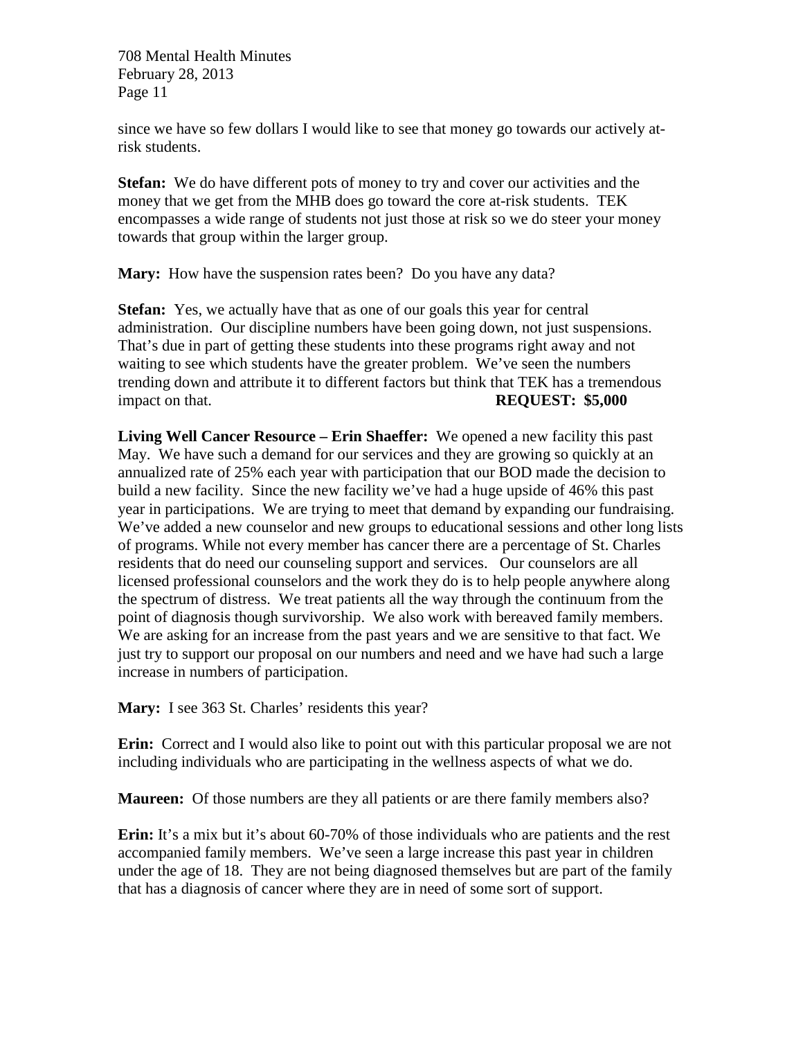since we have so few dollars I would like to see that money go towards our actively at-risk students.

**Stefan:** We do have different pots of money to try and cover our activities and the money that we get from the MHB does go toward the core at-risk students. TEK encompasses a wide range of students not just those at risk so we do steer your money towards that group within the larger group.

**Mary:** How have the suspension rates been? Do you have any data?

**Stefan:** Yes, we actually have that as one of our goals this year for central administration. Our discipline numbers have been going down, not just suspensions. That's due in part of getting these students into these programs right away and not waiting to see which students have the greater problem. We've seen the numbers trending down and attribute it to different factors but think that TEK has a tremendous impact on that. **REQUEST: $5,000**

**Living Well Cancer Resource – Erin Shaeffer:** We opened a new facility this past May. We have such a demand for our services and they are growing so quickly at an annualized rate of 25% each year with participation that our BOD made the decision to build a new facility. Since the new facility we've had a huge upside of 46% this past year in participations. We are trying to meet that demand by expanding our fundraising. We've added a new counselor and new groups to educational sessions and other long lists of programs. While not every member has cancer there are a percentage of St. Charles residents that do need our counseling support and services. Our counselors are all licensed professional counselors and the work they do is to help people anywhere along the spectrum of distress. We treat patients all the way through the continuum from the point of diagnosis though survivorship. We also work with bereaved family members. We are asking for an increase from the past years and we are sensitive to that fact. We just try to support our proposal on our numbers and need and we have had such a large increase in numbers of participation.

**Mary:** I see 363 St. Charles' residents this year?

**Erin:** Correct and I would also like to point out with this particular proposal we are not including individuals who are participating in the wellness aspects of what we do.

**Maureen:** Of those numbers are they all patients or are there family members also?

**Erin:** It's a mix but it's about 60-70% of those individuals who are patients and the rest accompanied family members. We've seen a large increase this past year in children under the age of 18. They are not being diagnosed themselves but are part of the family that has a diagnosis of cancer where they are in need of some sort of support.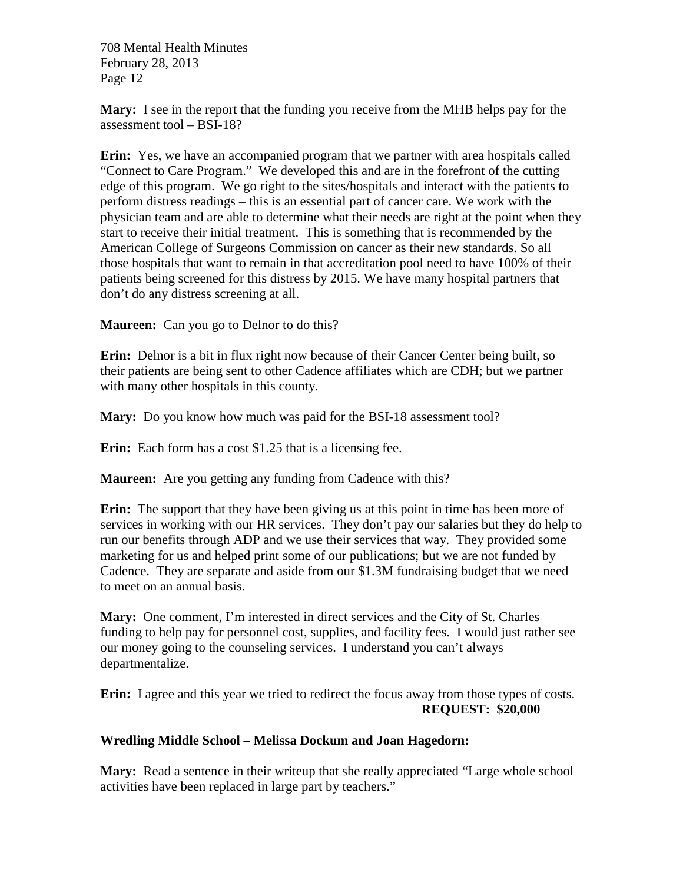**Mary:** I see in the report that the funding you receive from the MHB helps pay for the assessment tool – BSI-18?

**Erin:** Yes, we have an accompanied program that we partner with area hospitals called "Connect to Care Program." We developed this and are in the forefront of the cutting edge of this program. We go right to the sites/hospitals and interact with the patients to perform distress readings – this is an essential part of cancer care. We work with the physician team and are able to determine what their needs are right at the point when they start to receive their initial treatment. This is something that is recommended by the American College of Surgeons Commission on cancer as their new standards. So all those hospitals that want to remain in that accreditation pool need to have 100% of their patients being screened for this distress by 2015. We have many hospital partners that don't do any distress screening at all.

**Maureen:** Can you go to Delnor to do this?

**Erin:** Delnor is a bit in flux right now because of their Cancer Center being built, so their patients are being sent to other Cadence affiliates which are CDH; but we partner with many other hospitals in this county.

**Mary:** Do you know how much was paid for the BSI-18 assessment tool?

**Erin:** Each form has a cost $1.25 that is a licensing fee.

**Maureen:** Are you getting any funding from Cadence with this?

**Erin:** The support that they have been giving us at this point in time has been more of services in working with our HR services. They don't pay our salaries but they do help to run our benefits through ADP and we use their services that way. They provided some marketing for us and helped print some of our publications; but we are not funded by Cadence. They are separate and aside from our $1.3M fundraising budget that we need to meet on an annual basis.

**Mary:** One comment, I'm interested in direct services and the City of St. Charles funding to help pay for personnel cost, supplies, and facility fees. I would just rather see our money going to the counseling services. I understand you can't always departmentalize.

**Erin:** I agree and this year we tried to redirect the focus away from those types of costs.

**REQUEST: $20,000**

**Wredling Middle School – Melissa Dockum and Joan Hagedorn:**

**Mary:** Read a sentence in their writeup that she really appreciated "Large whole school activities have been replaced in large part by teachers."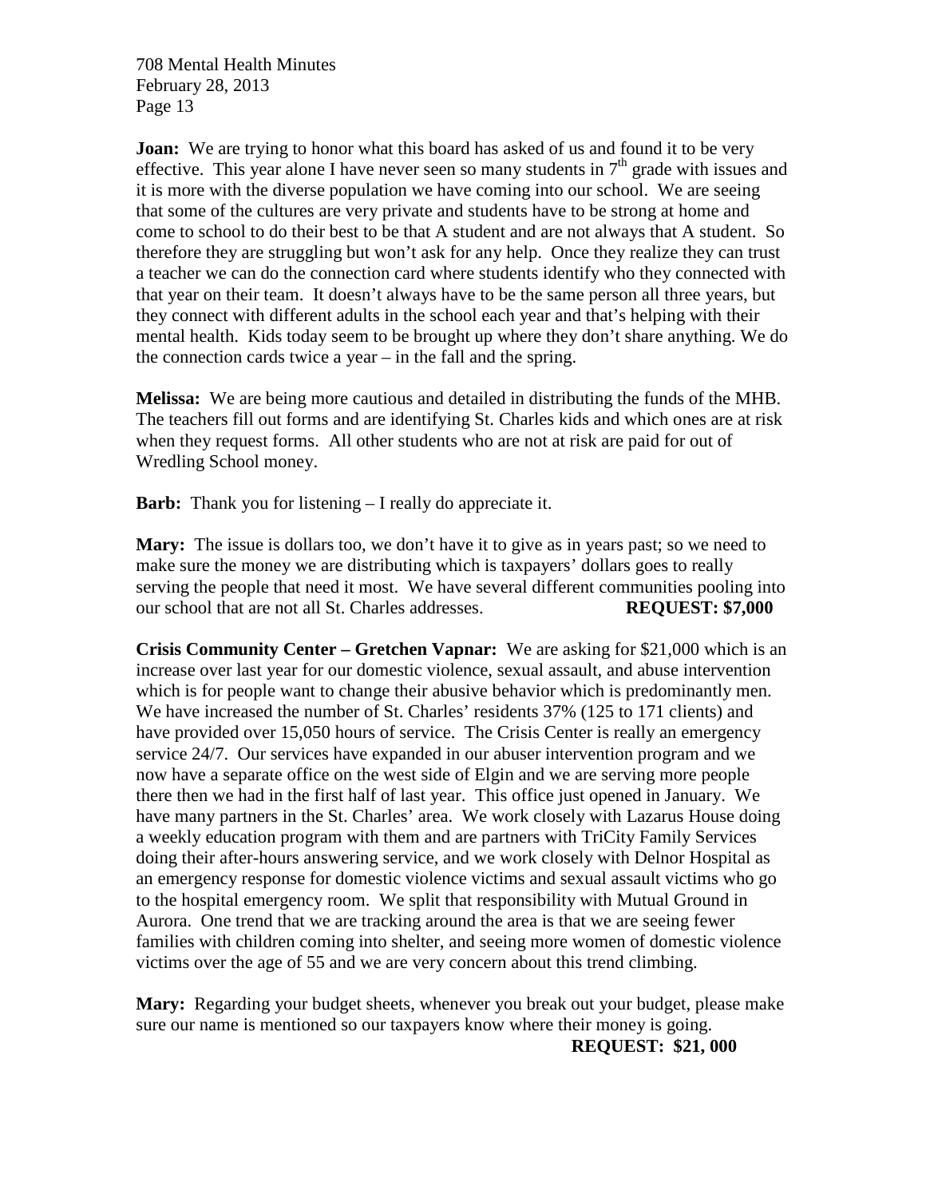**Joan:** We are trying to honor what this board has asked of us and found it to be very effective. This year alone I have never seen so many students in 7th grade with issues and it is more with the diverse population we have coming into our school. We are seeing that some of the cultures are very private and students have to be strong at home and come to school to do their best to be that A student and are not always that A student. So therefore they are struggling but won't ask for any help. Once they realize they can trust a teacher we can do the connection card where students identify who they connected with that year on their team. It doesn't always have to be the same person all three years, but they connect with different adults in the school each year and that's helping with their mental health. Kids today seem to be brought up where they don't share anything. We do the connection cards twice a year – in the fall and the spring.

**Melissa:** We are being more cautious and detailed in distributing the funds of the MHB. The teachers fill out forms and are identifying St. Charles kids and which ones are at risk when they request forms. All other students who are not at risk are paid for out of Wredling School money.

**Barb:** Thank you for listening – I really do appreciate it.

**Mary:** The issue is dollars too, we don't have it to give as in years past; so we need to make sure the money we are distributing which is taxpayers' dollars goes to really serving the people that need it most. We have several different communities pooling into our school that are not all St. Charles addresses. **REQUEST: $7,000**

**Crisis Community Center – Gretchen Vapnar:** We are asking for $21,000 which is an increase over last year for our domestic violence, sexual assault, and abuse intervention which is for people want to change their abusive behavior which is predominantly men. We have increased the number of St. Charles' residents 37% (125 to 171 clients) and have provided over 15,050 hours of service. The Crisis Center is really an emergency service 24/7. Our services have expanded in our abuser intervention program and we now have a separate office on the west side of Elgin and we are serving more people there then we had in the first half of last year. This office just opened in January. We have many partners in the St. Charles' area. We work closely with Lazarus House doing a weekly education program with them and are partners with TriCity Family Services doing their after-hours answering service, and we work closely with Delnor Hospital as an emergency response for domestic violence victims and sexual assault victims who go to the hospital emergency room. We split that responsibility with Mutual Ground in Aurora. One trend that we are tracking around the area is that we are seeing fewer families with children coming into shelter, and seeing more women of domestic violence victims over the age of 55 and we are very concern about this trend climbing.

**Mary:** Regarding your budget sheets, whenever you break out your budget, please make sure our name is mentioned so our taxpayers know where their money is going.

**REQUEST: $21, 000**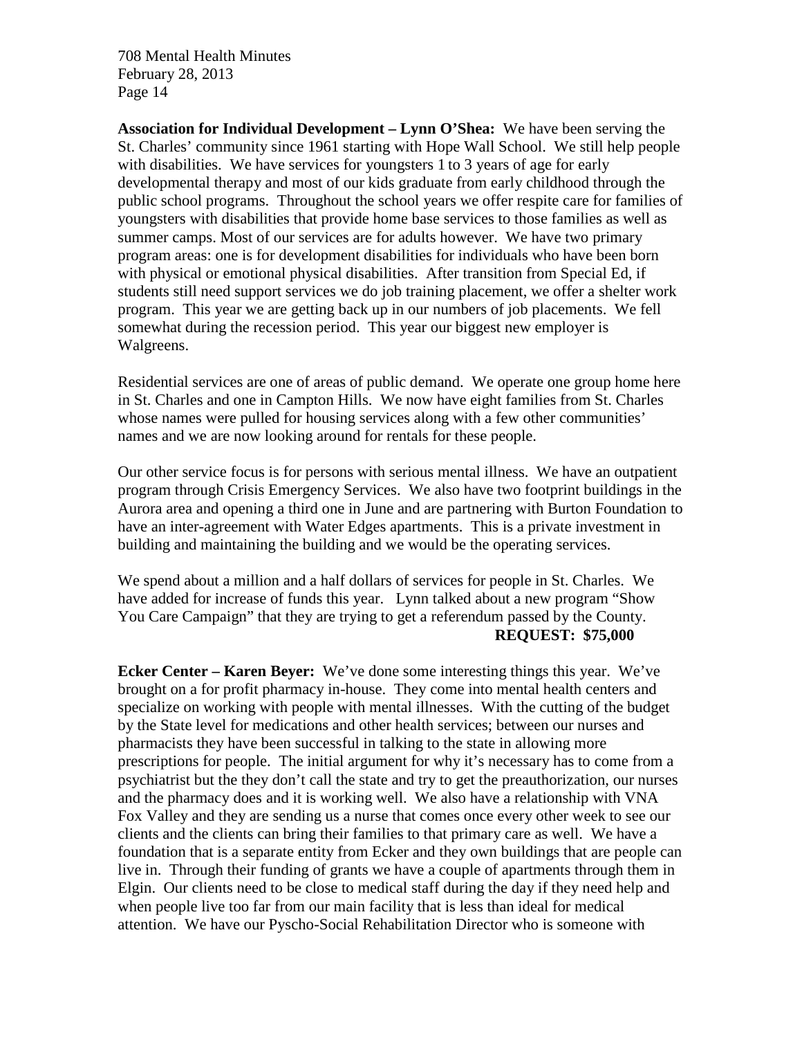**Association for Individual Development – Lynn O'Shea:** We have been serving the St. Charles' community since 1961 starting with Hope Wall School. We still help people with disabilities. We have services for youngsters 1 to 3 years of age for early developmental therapy and most of our kids graduate from early childhood through the public school programs. Throughout the school years we offer respite care for families of youngsters with disabilities that provide home base services to those families as well as summer camps. Most of our services are for adults however. We have two primary program areas: one is for development disabilities for individuals who have been born with physical or emotional physical disabilities. After transition from Special Ed, if students still need support services we do job training placement, we offer a shelter work program. This year we are getting back up in our numbers of job placements. We fell somewhat during the recession period. This year our biggest new employer is Walgreens.

Residential services are one of areas of public demand. We operate one group home here in St. Charles and one in Campton Hills. We now have eight families from St. Charles whose names were pulled for housing services along with a few other communities' names and we are now looking around for rentals for these people.

Our other service focus is for persons with serious mental illness. We have an outpatient program through Crisis Emergency Services. We also have two footprint buildings in the Aurora area and opening a third one in June and are partnering with Burton Foundation to have an inter-agreement with Water Edges apartments. This is a private investment in building and maintaining the building and we would be the operating services.

We spend about a million and a half dollars of services for people in St. Charles. We have added for increase of funds this year. Lynn talked about a new program "Show You Care Campaign" that they are trying to get a referendum passed by the County.

**REQUEST: $75,000**

**Ecker Center – Karen Beyer:** We've done some interesting things this year. We've brought on a for profit pharmacy in-house. They come into mental health centers and specialize on working with people with mental illnesses. With the cutting of the budget by the State level for medications and other health services; between our nurses and pharmacists they have been successful in talking to the state in allowing more prescriptions for people. The initial argument for why it's necessary has to come from a psychiatrist but the they don't call the state and try to get the preauthorization, our nurses and the pharmacy does and it is working well. We also have a relationship with VNA Fox Valley and they are sending us a nurse that comes once every other week to see our clients and the clients can bring their families to that primary care as well. We have a foundation that is a separate entity from Ecker and they own buildings that are people can live in. Through their funding of grants we have a couple of apartments through them in Elgin. Our clients need to be close to medical staff during the day if they need help and when people live too far from our main facility that is less than ideal for medical attention. We have our Pyscho-Social Rehabilitation Director who is someone with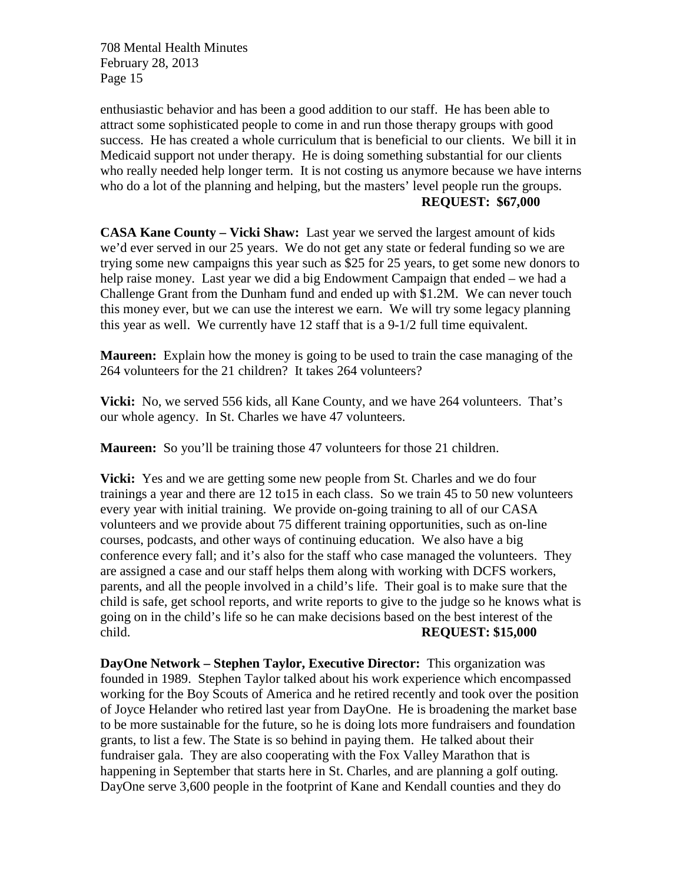enthusiastic behavior and has been a good addition to our staff. He has been able to attract some sophisticated people to come in and run those therapy groups with good success. He has created a whole curriculum that is beneficial to our clients. We bill it in Medicaid support not under therapy. He is doing something substantial for our clients who really needed help longer term. It is not costing us anymore because we have interns who do a lot of the planning and helping, but the masters' level people run the groups.

**REQUEST: $67,000**

**CASA Kane County – Vicki Shaw:** Last year we served the largest amount of kids we'd ever served in our 25 years. We do not get any state or federal funding so we are trying some new campaigns this year such as $25 for 25 years, to get some new donors to help raise money. Last year we did a big Endowment Campaign that ended – we had a Challenge Grant from the Dunham fund and ended up with $1.2M. We can never touch this money ever, but we can use the interest we earn. We will try some legacy planning this year as well. We currently have 12 staff that is a 9-1/2 full time equivalent.

**Maureen:** Explain how the money is going to be used to train the case managing of the 264 volunteers for the 21 children? It takes 264 volunteers?

**Vicki:** No, we served 556 kids, all Kane County, and we have 264 volunteers. That's our whole agency. In St. Charles we have 47 volunteers.

**Maureen:** So you'll be training those 47 volunteers for those 21 children.

**Vicki:** Yes and we are getting some new people from St. Charles and we do four trainings a year and there are 12 to15 in each class. So we train 45 to 50 new volunteers every year with initial training. We provide on-going training to all of our CASA volunteers and we provide about 75 different training opportunities, such as on-line courses, podcasts, and other ways of continuing education. We also have a big conference every fall; and it's also for the staff who case managed the volunteers. They are assigned a case and our staff helps them along with working with DCFS workers, parents, and all the people involved in a child's life. Their goal is to make sure that the child is safe, get school reports, and write reports to give to the judge so he knows what is going on in the child's life so he can make decisions based on the best interest of the child.

**REQUEST: $15,000**

**DayOne Network – Stephen Taylor, Executive Director:** This organization was founded in 1989. Stephen Taylor talked about his work experience which encompassed working for the Boy Scouts of America and he retired recently and took over the position of Joyce Helander who retired last year from DayOne. He is broadening the market base to be more sustainable for the future, so he is doing lots more fundraisers and foundation grants, to list a few. The State is so behind in paying them. He talked about their fundraiser gala. They are also cooperating with the Fox Valley Marathon that is happening in September that starts here in St. Charles, and are planning a golf outing. DayOne serve 3,600 people in the footprint of Kane and Kendall counties and they do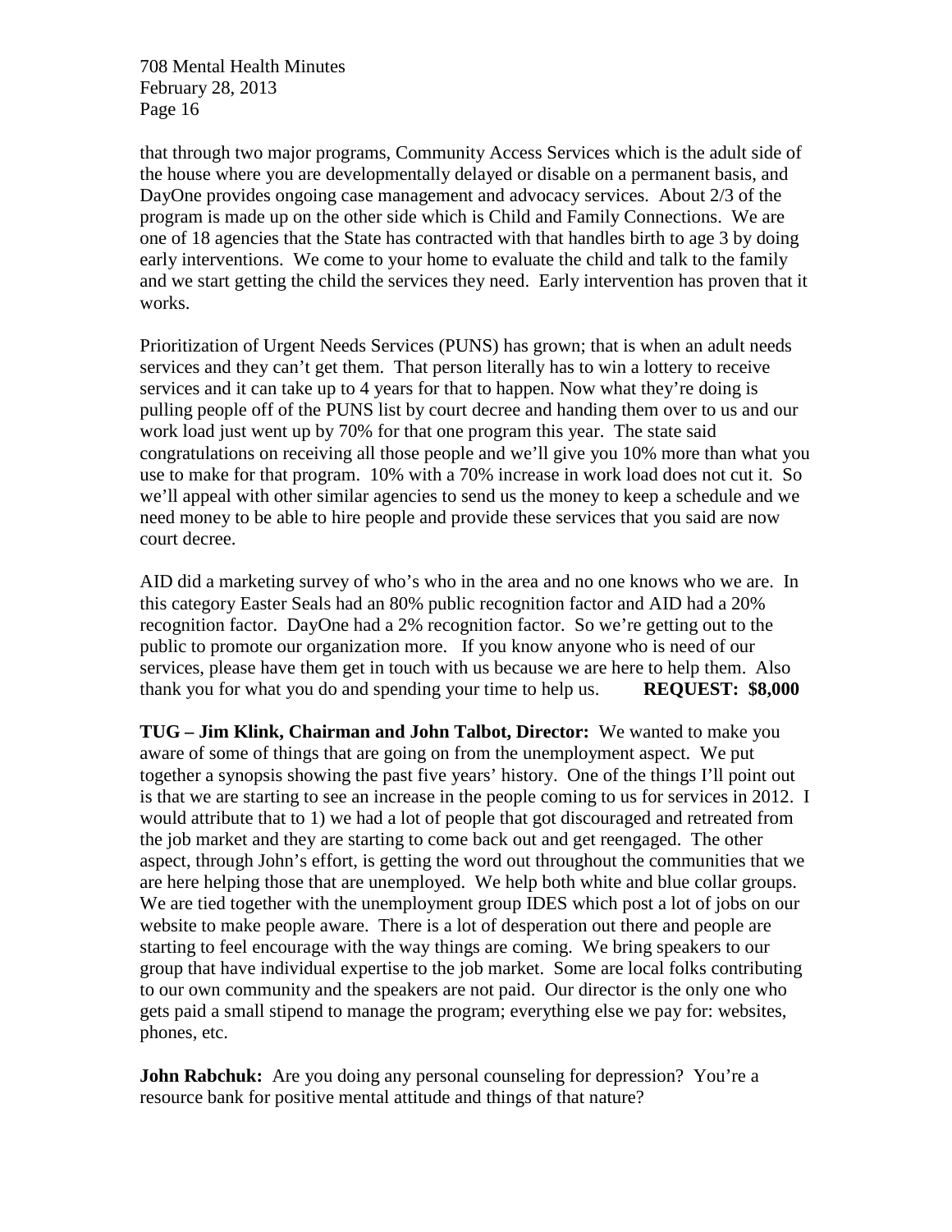that through two major programs, Community Access Services which is the adult side of the house where you are developmentally delayed or disable on a permanent basis, and DayOne provides ongoing case management and advocacy services. About 2/3 of the program is made up on the other side which is Child and Family Connections. We are one of 18 agencies that the State has contracted with that handles birth to age 3 by doing early interventions. We come to your home to evaluate the child and talk to the family and we start getting the child the services they need. Early intervention has proven that it works.

Prioritization of Urgent Needs Services (PUNS) has grown; that is when an adult needs services and they can't get them. That person literally has to win a lottery to receive services and it can take up to 4 years for that to happen. Now what they're doing is pulling people off of the PUNS list by court decree and handing them over to us and our work load just went up by 70% for that one program this year. The state said congratulations on receiving all those people and we'll give you 10% more than what you use to make for that program. 10% with a 70% increase in work load does not cut it. So we'll appeal with other similar agencies to send us the money to keep a schedule and we need money to be able to hire people and provide these services that you said are now court decree.

AID did a marketing survey of who's who in the area and no one knows who we are. In this category Easter Seals had an 80% public recognition factor and AID had a 20% recognition factor. DayOne had a 2% recognition factor. So we're getting out to the public to promote our organization more. If you know anyone who is need of our services, please have them get in touch with us because we are here to help them. Also thank you for what you do and spending your time to help us. **REQUEST: $8,000**

**TUG – Jim Klink, Chairman and John Talbot, Director:** We wanted to make you aware of some of things that are going on from the unemployment aspect. We put together a synopsis showing the past five years' history. One of the things I'll point out is that we are starting to see an increase in the people coming to us for services in 2012. I would attribute that to 1) we had a lot of people that got discouraged and retreated from the job market and they are starting to come back out and get reengaged. The other aspect, through John's effort, is getting the word out throughout the communities that we are here helping those that are unemployed. We help both white and blue collar groups. We are tied together with the unemployment group IDES which post a lot of jobs on our website to make people aware. There is a lot of desperation out there and people are starting to feel encourage with the way things are coming. We bring speakers to our group that have individual expertise to the job market. Some are local folks contributing to our own community and the speakers are not paid. Our director is the only one who gets paid a small stipend to manage the program; everything else we pay for: websites, phones, etc.

**John Rabchuk:** Are you doing any personal counseling for depression? You're a resource bank for positive mental attitude and things of that nature?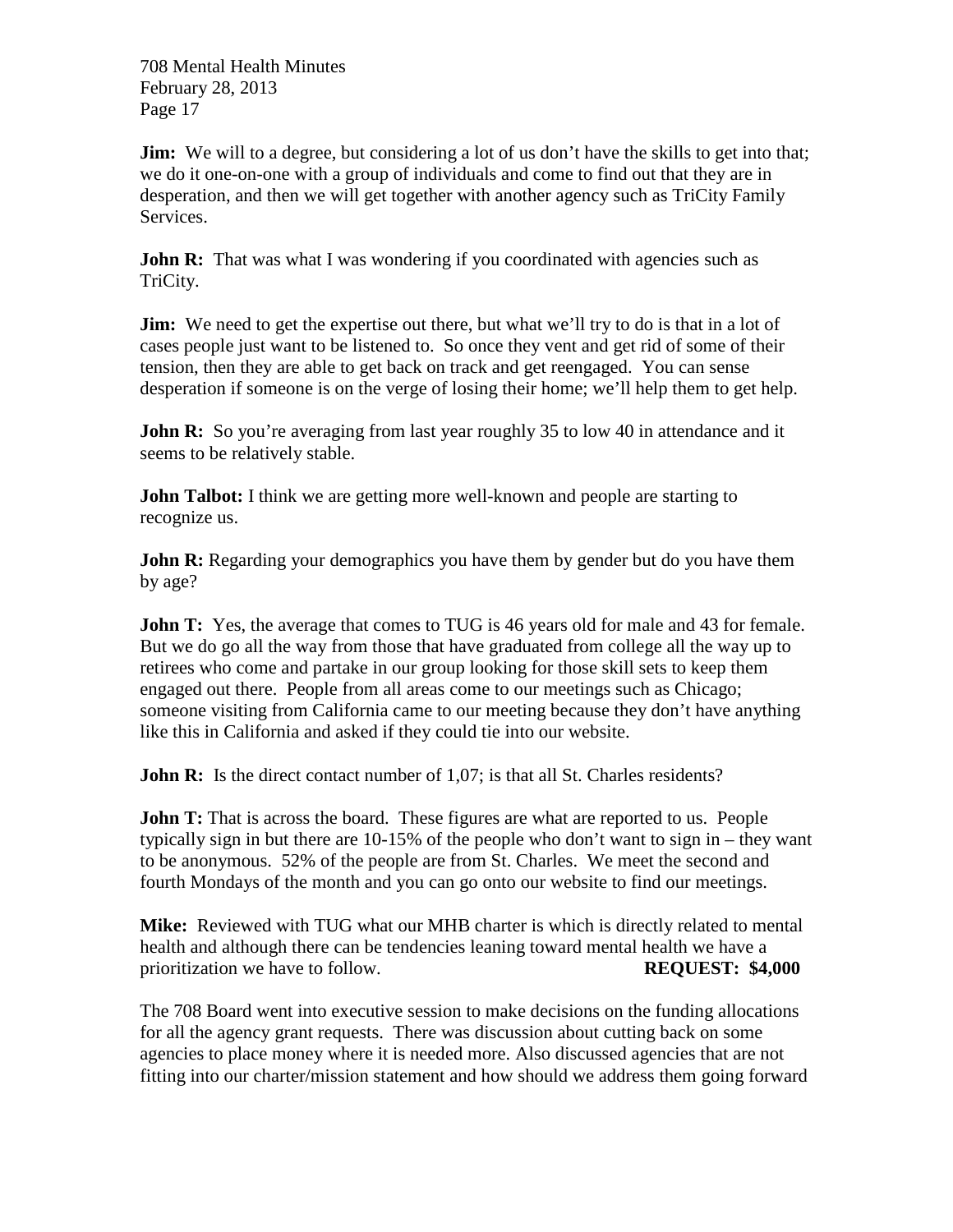**Jim:** We will to a degree, but considering a lot of us don't have the skills to get into that; we do it one-on-one with a group of individuals and come to find out that they are in desperation, and then we will get together with another agency such as TriCity Family Services.

**John R:** That was what I was wondering if you coordinated with agencies such as TriCity.

**Jim:** We need to get the expertise out there, but what we'll try to do is that in a lot of cases people just want to be listened to. So once they vent and get rid of some of their tension, then they are able to get back on track and get reengaged. You can sense desperation if someone is on the verge of losing their home; we'll help them to get help.

**John R:** So you're averaging from last year roughly 35 to low 40 in attendance and it seems to be relatively stable.

**John Talbot:** I think we are getting more well-known and people are starting to recognize us.

**John R:** Regarding your demographics you have them by gender but do you have them by age?

**John T:** Yes, the average that comes to TUG is 46 years old for male and 43 for female. But we do go all the way from those that have graduated from college all the way up to retirees who come and partake in our group looking for those skill sets to keep them engaged out there. People from all areas come to our meetings such as Chicago; someone visiting from California came to our meeting because they don't have anything like this in California and asked if they could tie into our website.

**John R:** Is the direct contact number of 1,07; is that all St. Charles residents?

**John T:** That is across the board. These figures are what are reported to us. People typically sign in but there are 10-15% of the people who don't want to sign in – they want to be anonymous. 52% of the people are from St. Charles. We meet the second and fourth Mondays of the month and you can go onto our website to find our meetings.

**Mike:** Reviewed with TUG what our MHB charter is which is directly related to mental health and although there can be tendencies leaning toward mental health we have a prioritization we have to follow. **REQUEST: $4,000**

The 708 Board went into executive session to make decisions on the funding allocations for all the agency grant requests. There was discussion about cutting back on some agencies to place money where it is needed more. Also discussed agencies that are not fitting into our charter/mission statement and how should we address them going forward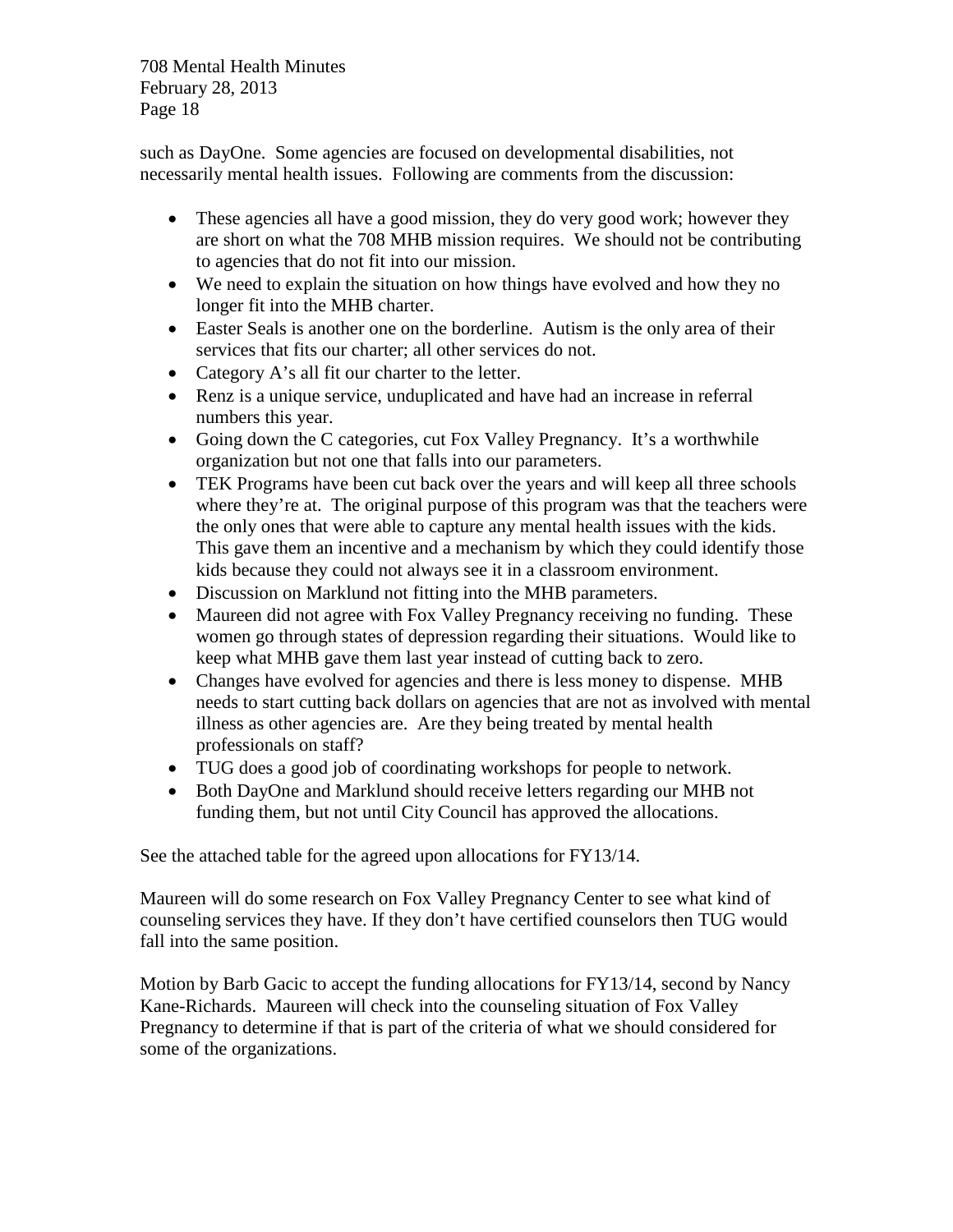such as DayOne. Some agencies are focused on developmental disabilities, not necessarily mental health issues. Following are comments from the discussion:

- These agencies all have a good mission, they do very good work; however they are short on what the 708 MHB mission requires. We should not be contributing to agencies that do not fit into our mission.
- We need to explain the situation on how things have evolved and how they no longer fit into the MHB charter.
- Easter Seals is another one on the borderline. Autism is the only area of their services that fits our charter; all other services do not.
- Category A's all fit our charter to the letter.
- Renz is a unique service, unduplicated and have had an increase in referral numbers this year.
- Going down the C categories, cut Fox Valley Pregnancy. It's a worthwhile organization but not one that falls into our parameters.
- TEK Programs have been cut back over the years and will keep all three schools where they're at. The original purpose of this program was that the teachers were the only ones that were able to capture any mental health issues with the kids. This gave them an incentive and a mechanism by which they could identify those kids because they could not always see it in a classroom environment.
- Discussion on Marklund not fitting into the MHB parameters.
- Maureen did not agree with Fox Valley Pregnancy receiving no funding. These women go through states of depression regarding their situations. Would like to keep what MHB gave them last year instead of cutting back to zero.
- Changes have evolved for agencies and there is less money to dispense. MHB needs to start cutting back dollars on agencies that are not as involved with mental illness as other agencies are. Are they being treated by mental health professionals on staff?
- TUG does a good job of coordinating workshops for people to network.
- Both DayOne and Marklund should receive letters regarding our MHB not funding them, but not until City Council has approved the allocations.

See the attached table for the agreed upon allocations for FY13/14.

Maureen will do some research on Fox Valley Pregnancy Center to see what kind of counseling services they have. If they don't have certified counselors then TUG would fall into the same position.

Motion by Barb Gacic to accept the funding allocations for FY13/14, second by Nancy Kane-Richards. Maureen will check into the counseling situation of Fox Valley Pregnancy to determine if that is part of the criteria of what we should considered for some of the organizations.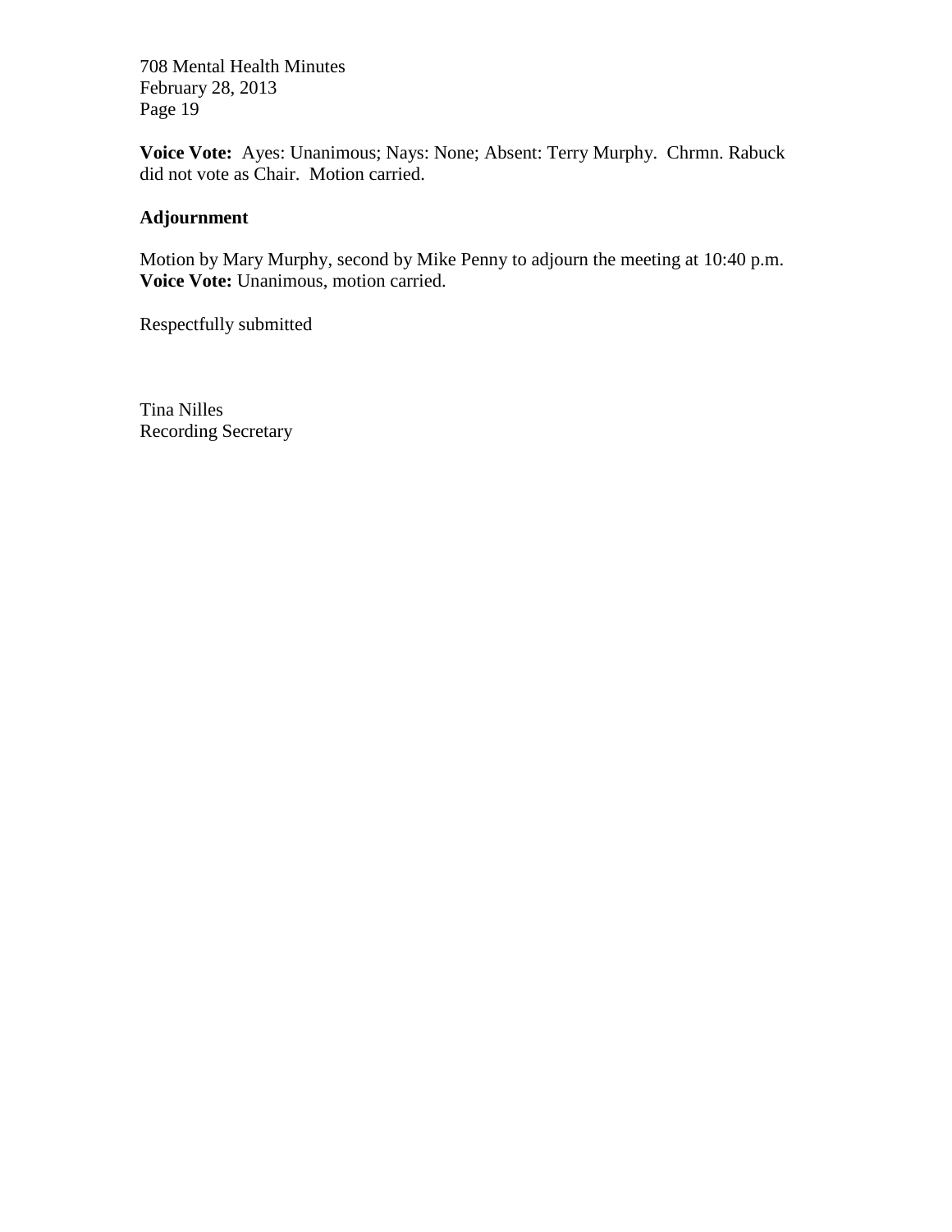**Voice Vote:** Ayes: Unanimous; Nays: None; Absent: Terry Murphy. Chrmn. Rabuck did not vote as Chair. Motion carried.

**Adjournment**

Motion by Mary Murphy, second by Mike Penny to adjourn the meeting at 10:40 p.m. **Voice Vote:** Unanimous, motion carried.

Respectfully submitted

Tina Nilles
Recording Secretary